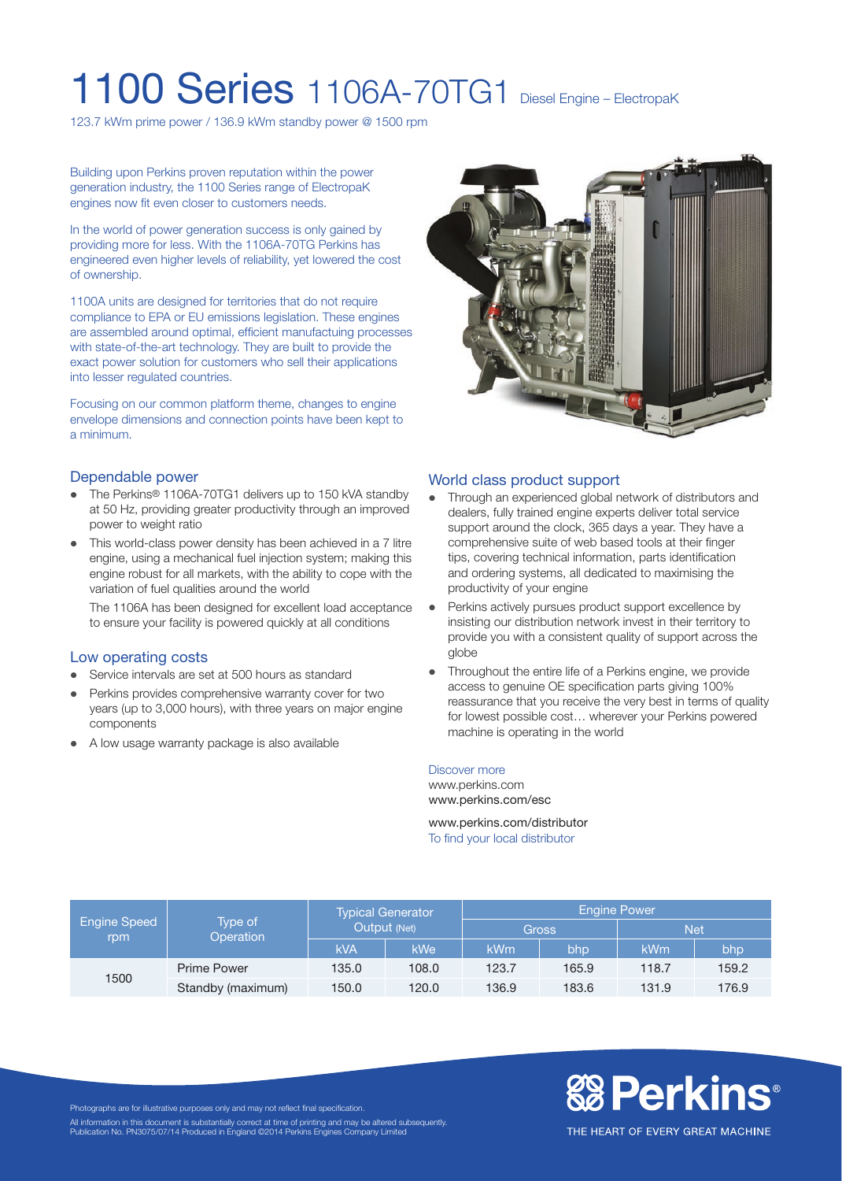# 1100 Series 1106A-70TG1 Diesel Engine – ElectropaK

123.7 kWm prime power / 136.9 kWm standby power @ 1500 rpm

Building upon Perkins proven reputation within the power generation industry, the 1100 Series range of ElectropaK engines now fit even closer to customers needs.

In the world of power generation success is only gained by providing more for less. With the 1106A-70TG Perkins has engineered even higher levels of reliability, yet lowered the cost of ownership.

1100A units are designed for territories that do not require compliance to EPA or EU emissions legislation. These engines are assembled around optimal, efficient manufactuing processes with state-of-the-art technology. They are built to provide the exact power solution for customers who sell their applications into lesser regulated countries.

Focusing on our common platform theme, changes to engine envelope dimensions and connection points have been kept to a minimum.

## Dependable power

- The Perkins® 1106A-70TG1 delivers up to 150 kVA standby at 50 Hz, providing greater productivity through an improved power to weight ratio
- This world-class power density has been achieved in a 7 litre engine, using a mechanical fuel injection system; making this engine robust for all markets, with the ability to cope with the variation of fuel qualities around the world

  The 1106A has been designed for excellent load acceptance to ensure your facility is powered quickly at all conditions

## Low operating costs

- Service intervals are set at 500 hours as standard
- Perkins provides comprehensive warranty cover for two years (up to 3,000 hours), with three years on major engine components
- A low usage warranty package is also available

## World class product support

- Through an experienced global network of distributors and dealers, fully trained engine experts deliver total service support around the clock, 365 days a year. They have a comprehensive suite of web based tools at their finger tips, covering technical information, parts identification and ordering systems, all dedicated to maximising the productivity of your engine
- Perkins actively pursues product support excellence by insisting our distribution network invest in their territory to provide you with a consistent quality of support across the globe
- Throughout the entire life of a Perkins engine, we provide access to genuine OE specification parts giving 100% reassurance that you receive the very best in terms of quality for lowest possible cost… wherever your Perkins powered machine is operating in the world

Discover more
www.perkins.com
www.perkins.com/esc

www.perkins.com/distributor
To find your local distributor

| Engine Speed rpm | Type of Operation | Typical Generator Output (Net) | | Engine Power | | | |
|---|---|---|---|---|---|---|---|
| | | | | Gross | | Net | |
| | | kVA | kWe | kWm | bhp | kWm | bhp |
| 1500 | Prime Power | 135.0 | 108.0 | 123.7 | 165.9 | 118.7 | 159.2 |
| | Standby (maximum) | 150.0 | 120.0 | 136.9 | 183.6 | 131.9 | 176.9 |

Photographs are for illustrative purposes only and may not reflect final specification.

All information in this document is substantially correct at time of printing and may be altered subsequently.
Publication No. PN3075/07/14 Produced in England ©2014 Perkins Engines Company Limited

Perkins®
THE HEART OF EVERY GREAT MACHINE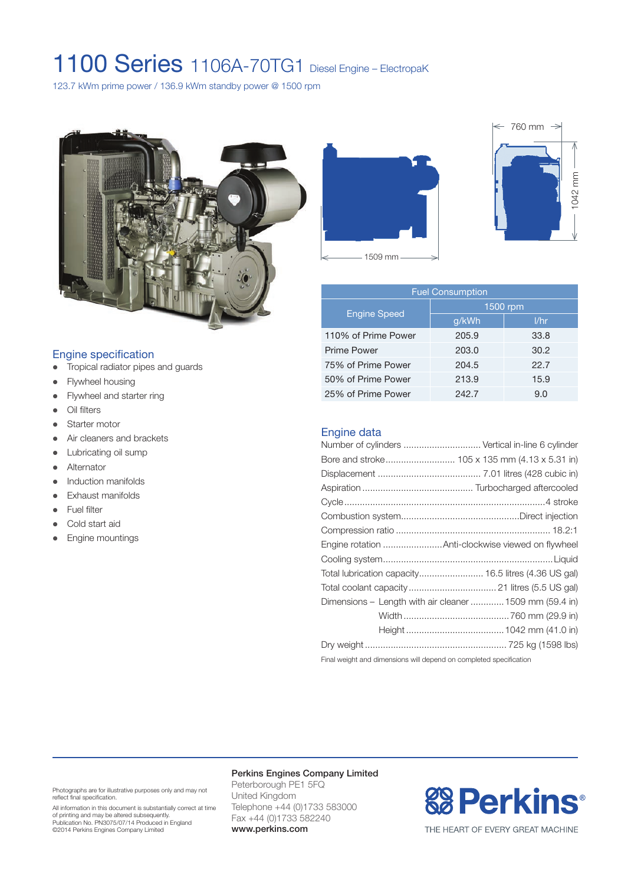# 1100 Series 1106A-70TG1 Diesel Engine – ElectropaK

123.7 kWm prime power / 136.9 kWm standby power @ 1500 rpm

760 mm

1042 mm

1509 mm

| Fuel Consumption | | |
|---|---|---|
| Engine Speed | 1500 rpm | |
| | g/kWh | l/hr |
| 110% of Prime Power | 205.9 | 33.8 |
| Prime Power | 203.0 | 30.2 |
| 75% of Prime Power | 204.5 | 22.7 |
| 50% of Prime Power | 213.9 | 15.9 |
| 25% of Prime Power | 242.7 | 9.0 |

## Engine specification

- Tropical radiator pipes and guards
- Flywheel housing
- Flywheel and starter ring
- Oil filters
- Starter motor
- Air cleaners and brackets
- Lubricating oil sump
- Alternator
- Induction manifolds
- Exhaust manifolds
- Fuel filter
- Cold start aid
- Engine mountings

## Engine data

Number of cylinders .............................. Vertical in-line 6 cylinder
Bore and stroke........................... 105 x 135 mm (4.13 x 5.31 in)
Displacement ....................................... 7.01 litres (428 cubic in)
Aspiration .......................................... Turbocharged aftercooled
Cycle ........................................................................... 4 stroke
Combustion system............................................. Direct injection
Compression ratio ........................................................... 18.2:1
Engine rotation ....................... Anti-clockwise viewed on flywheel
Cooling system................................................................. Liquid
Total lubrication capacity......................... 16.5 litres (4.36 US gal)
Total coolant capacity ................................. 21 litres (5.5 US gal)
Dimensions – Length with air cleaner ............. 1509 mm (59.4 in)
Width ......................................... 760 mm (29.9 in)
Height ..................................... 1042 mm (41.0 in)
Dry weight ...................................................... 725 kg (1598 lbs)

Final weight and dimensions will depend on completed specification

Photographs are for illustrative purposes only and may not reflect final specification.

All information in this document is substantially correct at time of printing and may be altered subsequently.
Publication No. PN3075/07/14 Produced in England
©2014 Perkins Engines Company Limited

**Perkins Engines Company Limited**
Peterborough PE1 5FQ
United Kingdom
Telephone +44 (0)1733 583000
Fax +44 (0)1733 582240
**www.perkins.com**

Perkins®
THE HEART OF EVERY GREAT MACHINE